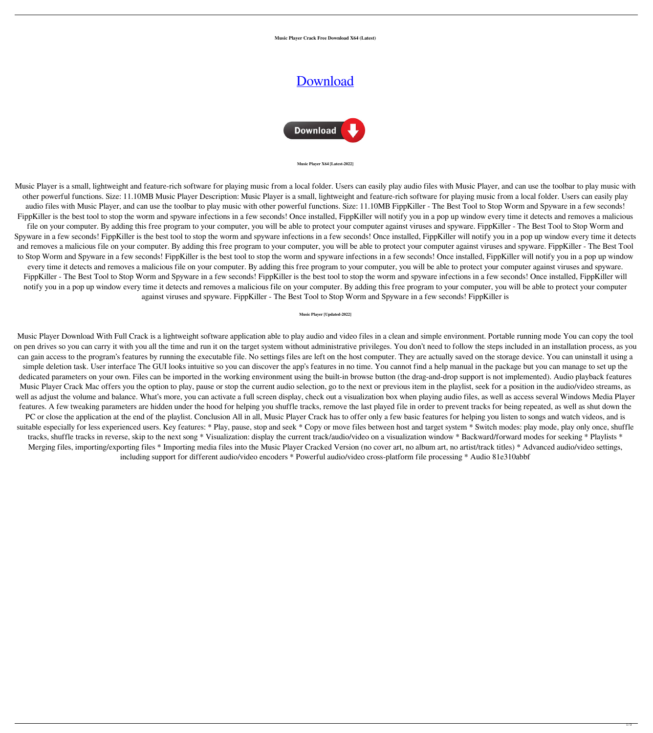**Music Player Crack Free Download X64 (Latest)**

# Download

**Music Player X64 [Latest-2022]**

Music Player is a small, lightweight and feature-rich software for playing music from a local folder. Users can easily play audio files with Music Player, and can use the toolbar to play music with other powerful functions. Size: 11.10MB Music Player Description: Music Player is a small, lightweight and feature-rich software for playing music from a local folder. Users can easily play audio files with Music Player, and can use the toolbar to play music with other powerful functions. Size: 11.10MB FippKiller - The Best Tool to Stop Worm and Spyware in a few seconds! FippKiller is the best tool to stop the worm and spyware infections in a few seconds! Once installed, FippKiller will notify you in a pop up window every time it detects and removes a malicious file on your computer. By adding this free program to your computer, you will be able to protect your computer against viruses and spyware. FippKiller - The Best Tool to Stop Worm and Spyware in a few seconds! FippKiller is the best tool to stop the worm and spyware infections in a few seconds! Once installed, FippKiller will notify you in a pop up window every time it detects and removes a malicious file on your computer. By adding this free program to your computer, you will be able to protect your computer against viruses and spyware. FippKiller - The Best Tool to Stop Worm and Spyware in a few seconds! FippKiller is the best tool to stop the worm and spyware infections in a few seconds! Once installed, FippKiller will notify you in a pop up window every time it detects and removes a malicious file on your computer. By adding this free program to your computer, you will be able to protect your computer against viruses and spyware. FippKiller - The Best Tool to Stop Worm and Spyware in a few seconds! FippKiller is the best tool to stop the worm and spyware infections in a few seconds! Once installed, FippKiller will notify you in a pop up window every time it detects and removes a malicious file on your computer. By adding this free program to your computer, you will be able to protect your computer against viruses and spyware. FippKiller - The Best Tool to Stop Worm and Spyware in a few seconds! FippKiller is

**Music Player [Updated-2022]**

Music Player Download With Full Crack is a lightweight software application able to play audio and video files in a clean and simple environment. Portable running mode You can copy the tool on pen drives so you can carry it with you all the time and run it on the target system without administrative privileges. You don't need to follow the steps included in an installation process, as you can gain access to the program's features by running the executable file. No settings files are left on the host computer. They are actually saved on the storage device. You can uninstall it using a simple deletion task. User interface The GUI looks intuitive so you can discover the app's features in no time. You cannot find a help manual in the package but you can manage to set up the dedicated parameters on your own. Files can be imported in the working environment using the built-in browse button (the drag-and-drop support is not implemented). Audio playback features Music Player Crack Mac offers you the option to play, pause or stop the current audio selection, go to the next or previous item in the playlist, seek for a position in the audio/video streams, as well as adjust the volume and balance. What's more, you can activate a full screen display, check out a visualization box when playing audio files, as well as access several Windows Media Player features. A few tweaking parameters are hidden under the hood for helping you shuffle tracks, remove the last played file in order to prevent tracks for being repeated, as well as shut down the PC or close the application at the end of the playlist. Conclusion All in all, Music Player Crack has to offer only a few basic features for helping you listen to songs and watch videos, and is suitable especially for less experienced users. Key features: * Play, pause, stop and seek * Copy or move files between host and target system * Switch modes: play mode, play only once, shuffle tracks, shuffle tracks in reverse, skip to the next song * Visualization: display the current track/audio/video on a visualization window * Backward/forward modes for seeking * Playlists * Merging files, importing/exporting files * Importing media files into the Music Player Cracked Version (no cover art, no album art, no artist/track titles) * Advanced audio/video settings, including support for different audio/video encoders * Powerful audio/video cross-platform file processing * Audio 81e310abbf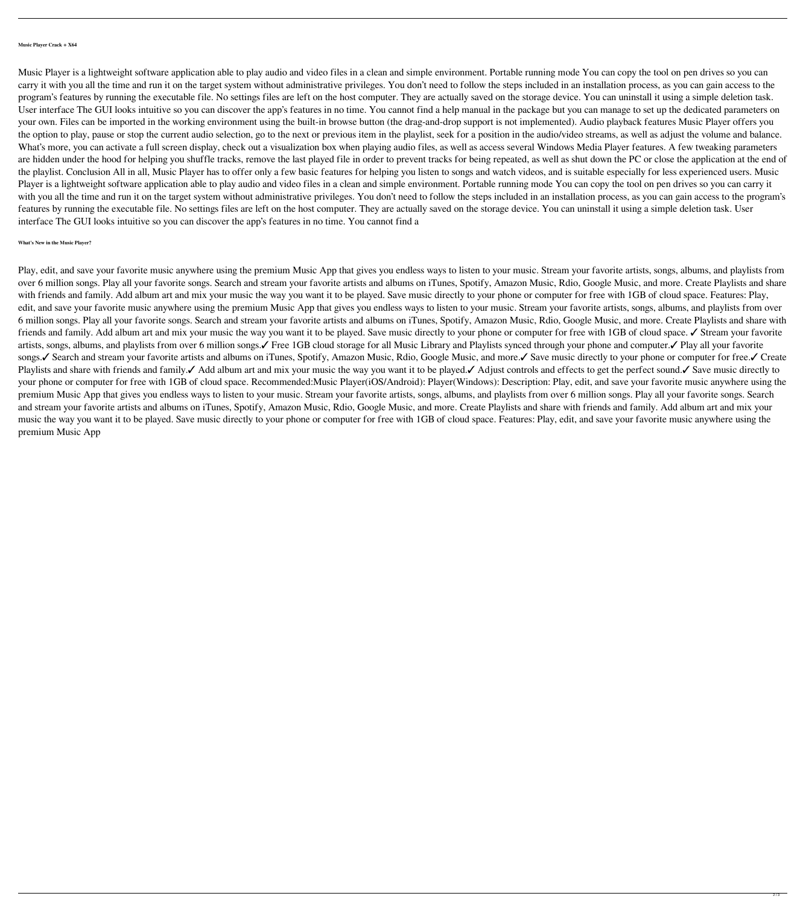#### Music Player Crack + X64

Music Player is a lightweight software application able to play audio and video files in a clean and simple environment. Portable running mode You can copy the tool on pen drives so you can carry it with you all the time and run it on the target system without administrative privileges. You don't need to follow the steps included in an installation process, as you can gain access to the program's features by running the executable file. No settings files are left on the host computer. They are actually saved on the storage device. You can uninstall it using a simple deletion task. User interface The GUI looks intuitive so you can discover the app's features in no time. You cannot find a help manual in the package but you can manage to set up the dedicated parameters on your own. Files can be imported in the working environment using the built-in browse button (the drag-and-drop support is not implemented). Audio playback features Music Player offers you the option to play, pause or stop the current audio selection, go to the next or previous item in the playlist, seek for a position in the audio/video streams, as well as adjust the volume and balance. What's more, you can activate a full screen display, check out a visualization box when playing audio files, as well as access several Windows Media Player features. A few tweaking parameters are hidden under the hood for helping you shuffle tracks, remove the last played file in order to prevent tracks for being repeated, as well as shut down the PC or close the application at the end of the playlist. Conclusion All in all, Music Player has to offer only a few basic features for helping you listen to songs and watch videos, and is suitable especially for less experienced users. Music Player is a lightweight software application able to play audio and video files in a clean and simple environment. Portable running mode You can copy the tool on pen drives so you can carry it with you all the time and run it on the target system without administrative privileges. You don't need to follow the steps included in an installation process, as you can gain access to the program's features by running the executable file. No settings files are left on the host computer. They are actually saved on the storage device. You can uninstall it using a simple deletion task. User interface The GUI looks intuitive so you can discover the app's features in no time. You cannot find a

#### What's New in the Music Player?

Play, edit, and save your favorite music anywhere using the premium Music App that gives you endless ways to listen to your music. Stream your favorite artists, songs, albums, and playlists from over 6 million songs. Play all your favorite songs. Search and stream your favorite artists and albums on iTunes, Spotify, Amazon Music, Rdio, Google Music, and more. Create Playlists and share with friends and family. Add album art and mix your music the way you want it to be played. Save music directly to your phone or computer for free with 1GB of cloud space. Features: Play, edit, and save your favorite music anywhere using the premium Music App that gives you endless ways to listen to your music. Stream your favorite artists, songs, albums, and playlists from over 6 million songs. Play all your favorite songs. Search and stream your favorite artists and albums on iTunes, Spotify, Amazon Music, Rdio, Google Music, and more. Create Playlists and share with friends and family. Add album art and mix your music the way you want it to be played. Save music directly to your phone or computer for free with 1GB of cloud space. ✓ Stream your favorite artists, songs, albums, and playlists from over 6 million songs.✓ Free 1GB cloud storage for all Music Library and Playlists synced through your phone and computer.✓ Play all your favorite songs.✓ Search and stream your favorite artists and albums on iTunes, Spotify, Amazon Music, Rdio, Google Music, and more.✓ Save music directly to your phone or computer for free.✓ Create Playlists and share with friends and family.✓ Add album art and mix your music the way you want it to be played.✓ Adjust controls and effects to get the perfect sound.✓ Save music directly to your phone or computer for free with 1GB of cloud space. Recommended:Music Player(iOS/Android): Player(Windows): Description: Play, edit, and save your favorite music anywhere using the premium Music App that gives you endless ways to listen to your music. Stream your favorite artists, songs, albums, and playlists from over 6 million songs. Play all your favorite songs. Search and stream your favorite artists and albums on iTunes, Spotify, Amazon Music, Rdio, Google Music, and more. Create Playlists and share with friends and family. Add album art and mix your music the way you want it to be played. Save music directly to your phone or computer for free with 1GB of cloud space. Features: Play, edit, and save your favorite music anywhere using the premium Music App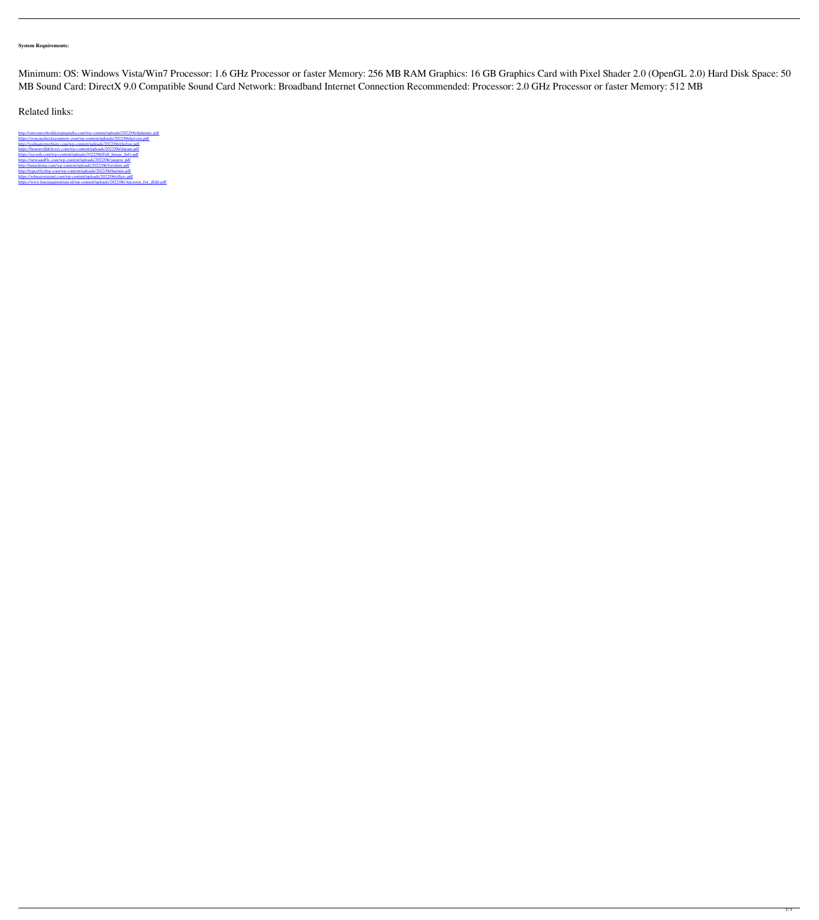**System Requirements:**

Minimum: OS: Windows Vista/Win7 Processor: 1.6 GHz Processor or faster Memory: 256 MB RAM Graphics: 16 GB Graphics Card with Pixel Shader 2.0 (OpenGL 2.0) Hard Disk Space: 50 MB Sound Card: DirectX 9.0 Compatible Sound Card Network: Broadband Internet Connection Recommended: Processor: 2.0 GHz Processor or faster Memory: 512 MB

Related links:

http://outsourcebookkeepingindia.com/wp-content/uploads/2022/06/dalmmic.pdf
https://youcancheckusoutnow.com/wp-content/uploads/2022/06/keivirn.pdf
http://joshuatestwebsite.com/wp-content/uploads/2022/06/elizfaw.pdf
https://honorrolldelivery.com/wp-content/uploads/2022/06/daram.pdf
https://savosh.com/wp-content/uploads/2022/06/Full_Image_Info.pdf
https://newsandfly.com/wp-content/uploads/2022/06/janpere.pdf
http://launchimp.com/wp-content/uploads/2022/06/forsdimi.pdf
http://topcoffeebar.com/wp-content/uploads/2022/06/harinin.pdf
https://solmazoriginal.com/wp-content/uploads/2022/06/ellzav.pdf
https://www.huizingainstituut.nl/wp-content/uploads/2022/06/Ancestor_for_iEdit.pdf